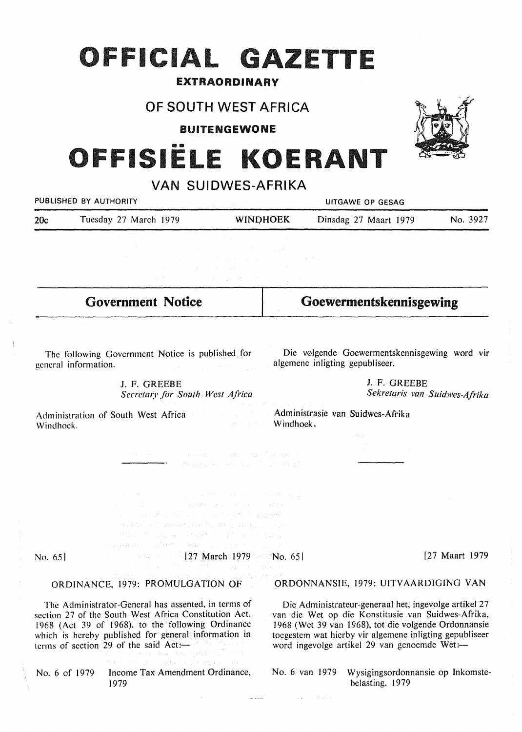# OFFICIAL GAZETTE

**EXTRAORDINARY**

## OF SOUTH WEST AFRICA

**BUITENGEWONE**

# OFFISIËLE KOERANT

## VAN SUIDWES-AFRIKA

PUBLISHED BY AUTHORITY — UITGAWE OP GESAG

20c — Tuesday 27 March 1979 — WINDHOEK — Dinsdag 27 Maart 1979 — No. 3927

## Government Notice

The following Government Notice is published for general information.

J. F. GREEBE
*Secretary for South West Africa*

Administration of South West Africa
Windhoek.

No. 65] [27 March 1979

ORDINANCE, 1979: PROMULGATION OF

The Administrator-General has assented, in terms of section 27 of the South West Africa Constitution Act, 1968 (Act 39 of 1968), to the following Ordinance which is hereby published for general information in terms of section 29 of the said Act:—

No. 6 of 1979 Income Tax Amendment Ordinance, 1979

## Goewermentskennisgewing

Die volgende Goewermentskennisgewing word vir algemene inligting gepubliseer.

J. F. GREEBE
*Sekretaris van Suidwes-Afrika*

Administrasie van Suidwes-Afrika
Windhoek.

No. 65] [27 Maart 1979

ORDONNANSIE, 1979: UITVAARDIGING VAN

Die Administrateur-generaal het, ingevolge artikel 27 van die Wet op die Konstitusie van Suidwes-Afrika, 1968 (Wet 39 van 1968), tot die volgende Ordonnansie toegestem wat hierby vir algemene inligting gepubliseer word ingevolge artikel 29 van genoemde Wet:—

No. 6 van 1979 Wysigingsordonnansie op Inkomstebelasting, 1979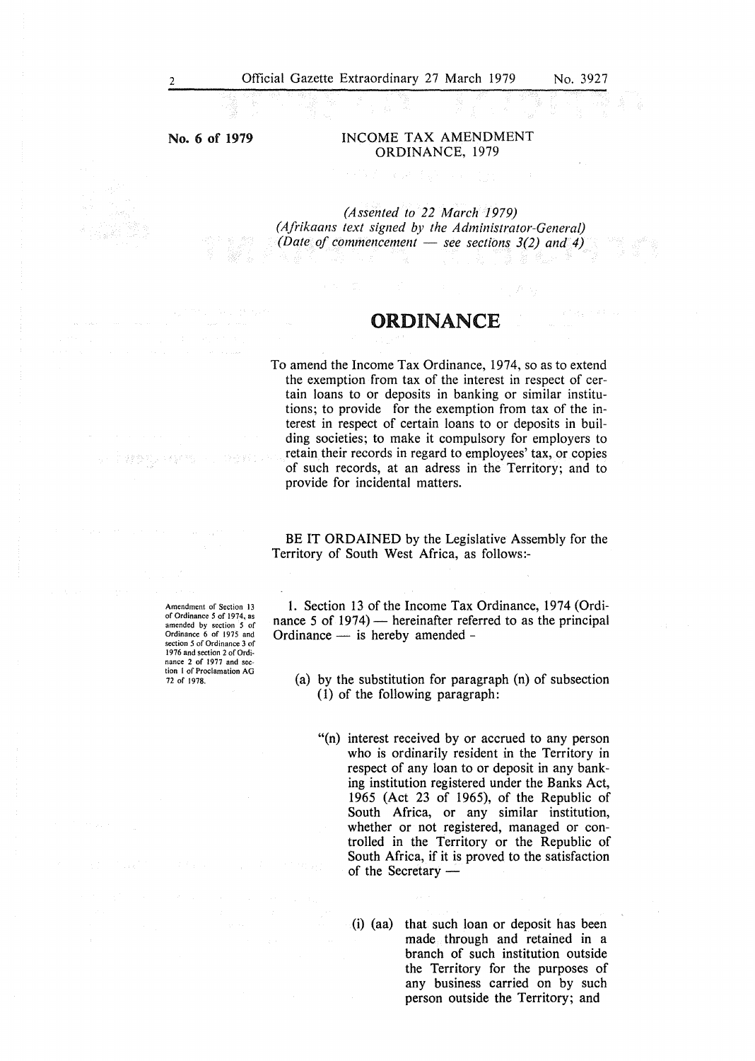**No. 6 of 1979**

INCOME TAX AMENDMENT ORDINANCE, 1979

*(Assented to 22 March 1979)*
*(Afrikaans text signed by the Administrator-General)*
*(Date of commencement — see sections 3(2) and 4)*

# ORDINANCE

To amend the Income Tax Ordinance, 1974, so as to extend the exemption from tax of the interest in respect of certain loans to or deposits in banking or similar institutions; to provide for the exemption from tax of the interest in respect of certain loans to or deposits in building societies; to make it compulsory for employers to retain their records in regard to employees' tax, or copies of such records, at an adress in the Territory; and to provide for incidental matters.

BE IT ORDAINED by the Legislative Assembly for the Territory of South West Africa, as follows:-

Amendment of Section 13 of Ordinance 5 of 1974, as amended by section 5 of Ordinance 6 of 1975 and section 5 of Ordinance 3 of 1976 and section 2 of Ordinance 2 of 1977 and section 1 of Proclamation AG 72 of 1978.

1. Section 13 of the Income Tax Ordinance, 1974 (Ordinance 5 of 1974) — hereinafter referred to as the principal Ordinance — is hereby amended -

(a) by the substitution for paragraph (n) of subsection (1) of the following paragraph:

"(n) interest received by or accrued to any person who is ordinarily resident in the Territory in respect of any loan to or deposit in any banking institution registered under the Banks Act, 1965 (Act 23 of 1965), of the Republic of South Africa, or any similar institution, whether or not registered, managed or controlled in the Territory or the Republic of South Africa, if it is proved to the satisfaction of the Secretary —

(i) (aa) that such loan or deposit has been made through and retained in a branch of such institution outside the Territory for the purposes of any business carried on by such person outside the Territory; and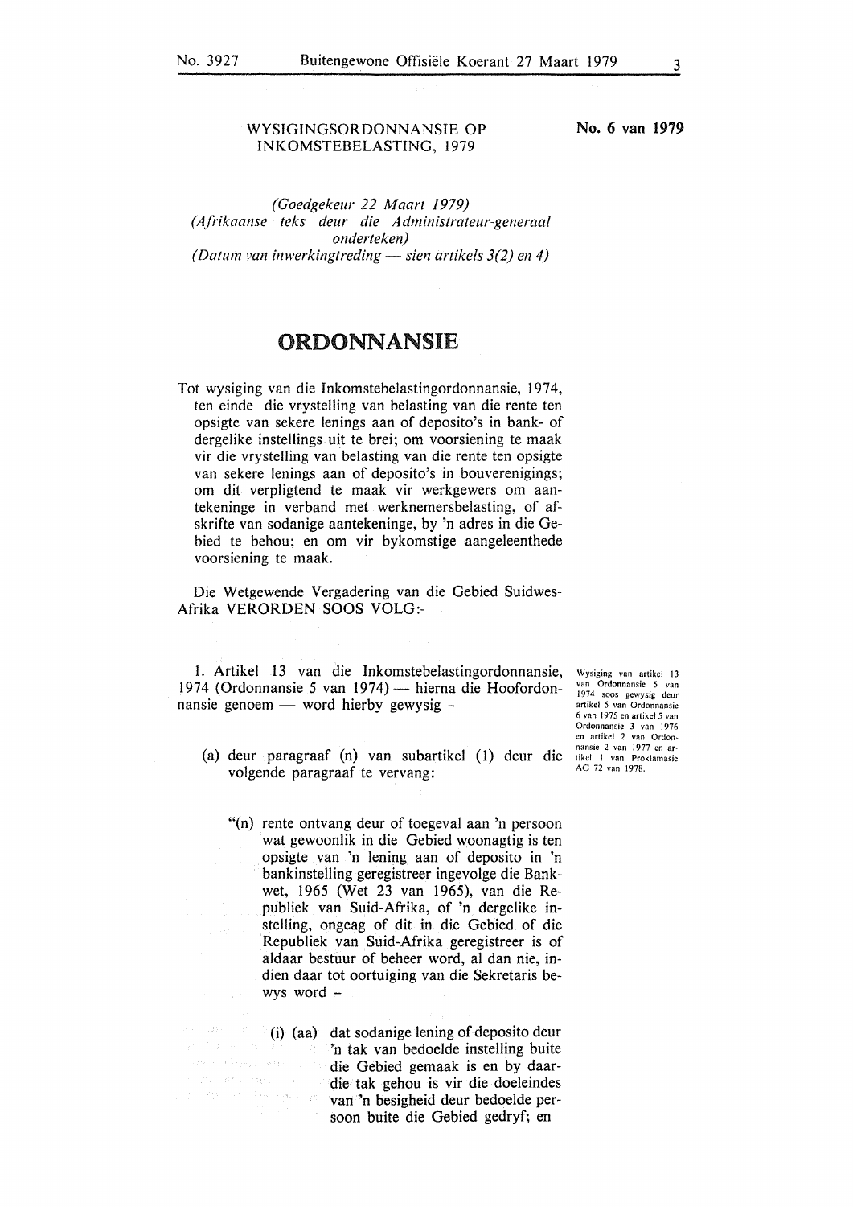WYSIGINGSORDONNANSIE OP INKOMSTEBELASTING, 1979

**No. 6 van 1979**

*(Goedgekeur 22 Maart 1979)*
*(Afrikaanse teks deur die Administrateur-generaal onderteken)*
*(Datum van inwerkingtreding — sien artikels 3(2) en 4)*

# ORDONNANSIE

Tot wysiging van die Inkomstebelastingordonnansie, 1974, ten einde die vrystelling van belasting van die rente ten opsigte van sekere lenings aan of deposito's in bank- of dergelike instellings uit te brei; om voorsiening te maak vir die vrystelling van belasting van die rente ten opsigte van sekere lenings aan of deposito's in bouverenigings; om dit verpligtend te maak vir werkgewers om aantekeninge in verband met werknemersbelasting, of afskrifte van sodanige aantekeninge, by 'n adres in die Gebied te behou; en om vir bykomstige aangeleenthede voorsiening te maak.

Die Wetgewende Vergadering van die Gebied Suidwes-Afrika VERORDEN SOOS VOLG:-

Wysiging van artikel 13 van Ordonnansie 5 van 1974 soos gewysig deur artikel 5 van Ordonnansie 6 van 1975 en artikel 5 van Ordonnansie 3 van 1976 en artikel 2 van Ordonnansie 2 van 1977 en artikel 1 van Proklamasie AG 72 van 1978.

1. Artikel 13 van die Inkomstebelastingordonnansie, 1974 (Ordonnansie 5 van 1974) — hierna die Hoofordonnansie genoem — word hierby gewysig -

(a) deur paragraaf (n) van subartikel (1) deur die volgende paragraaf te vervang:

"(n) rente ontvang deur of toegeval aan 'n persoon wat gewoonlik in die Gebied woonagtig is ten opsigte van 'n lening aan of deposito in 'n bankinstelling geregistreer ingevolge die Bankwet, 1965 (Wet 23 van 1965), van die Republiek van Suid-Afrika, of 'n dergelike instelling, ongeag of dit in die Gebied of die Republiek van Suid-Afrika geregistreer is of aldaar bestuur of beheer word, al dan nie, indien daar tot oortuiging van die Sekretaris bewys word -

(i) (aa) dat sodanige lening of deposito deur 'n tak van bedoelde instelling buite die Gebied gemaak is en by daardie tak gehou is vir die doeleindes van 'n besigheid deur bedoelde persoon buite die Gebied gedryf; en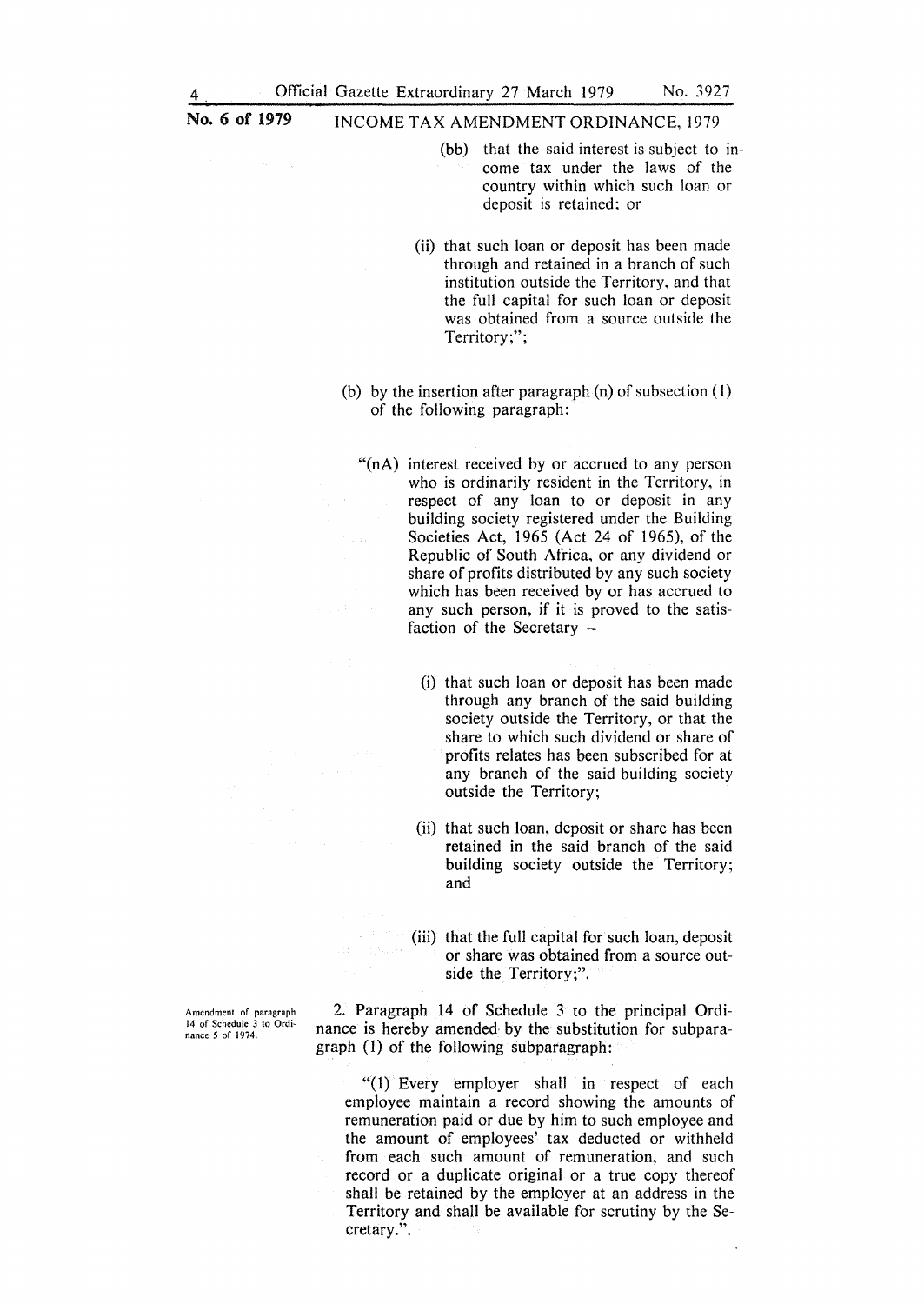(bb) that the said interest is subject to income tax under the laws of the country within which such loan or deposit is retained; or

(ii) that such loan or deposit has been made through and retained in a branch of such institution outside the Territory, and that the full capital for such loan or deposit was obtained from a source outside the Territory;";

(b) by the insertion after paragraph (n) of subsection (1) of the following paragraph:

"(nA) interest received by or accrued to any person who is ordinarily resident in the Territory, in respect of any loan to or deposit in any building society registered under the Building Societies Act, 1965 (Act 24 of 1965), of the Republic of South Africa, or any dividend or share of profits distributed by any such society which has been received by or has accrued to any such person, if it is proved to the satisfaction of the Secretary –

(i) that such loan or deposit has been made through any branch of the said building society outside the Territory, or that the share to which such dividend or share of profits relates has been subscribed for at any branch of the said building society outside the Territory;

(ii) that such loan, deposit or share has been retained in the said branch of the said building society outside the Territory; and

(iii) that the full capital for such loan, deposit or share was obtained from a source outside the Territory;".

Amendment of paragraph 14 of Schedule 3 to Ordinance 5 of 1974.

2. Paragraph 14 of Schedule 3 to the principal Ordinance is hereby amended by the substitution for subparagraph (1) of the following subparagraph:

"(1) Every employer shall in respect of each employee maintain a record showing the amounts of remuneration paid or due by him to such employee and the amount of employees' tax deducted or withheld from each such amount of remuneration, and such record or a duplicate original or a true copy thereof shall be retained by the employer at an address in the Territory and shall be available for scrutiny by the Secretary.".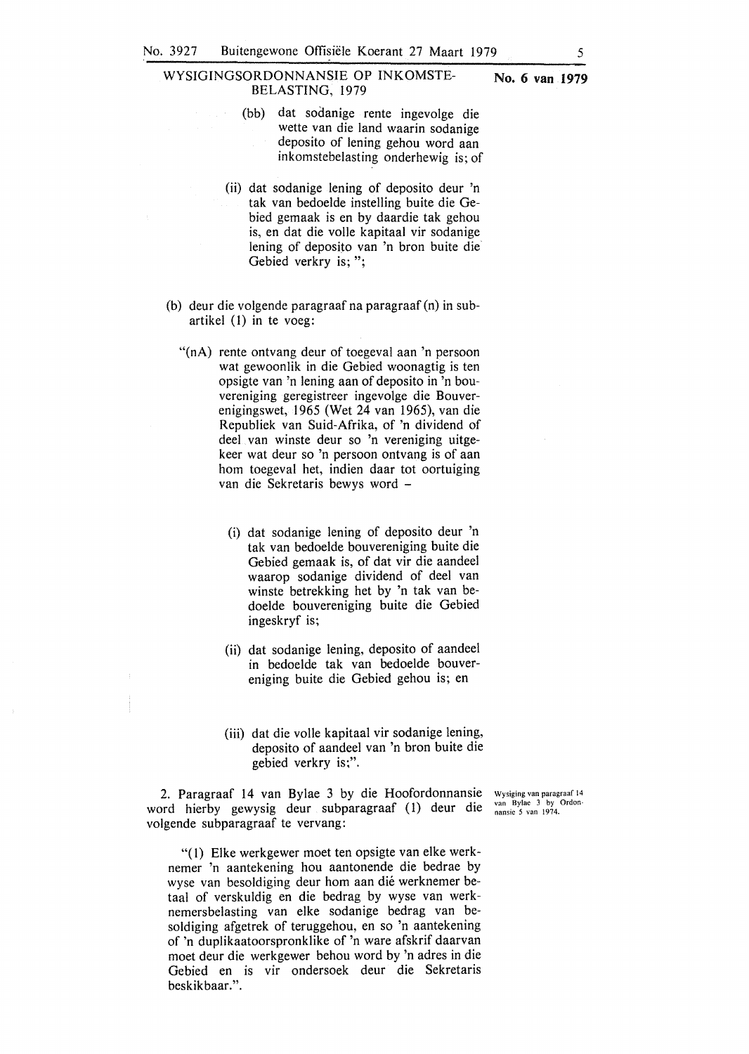(bb) dat sodanige rente ingevolge die wette van die land waarin sodanige deposito of lening gehou word aan inkomstebelasting onderhewig is; of

(ii) dat sodanige lening of deposito deur 'n tak van bedoelde instelling buite die Gebied gemaak is en by daardie tak gehou is, en dat die volle kapitaal vir sodanige lening of deposito van 'n bron buite die Gebied verkry is; ";

(b) deur die volgende paragraaf na paragraaf (n) in subartikel (1) in te voeg:

"(nA) rente ontvang deur of toegeval aan 'n persoon wat gewoonlik in die Gebied woonagtig is ten opsigte van 'n lening aan of deposito in 'n bouvereniging geregistreer ingevolge die Bouverenigingswet, 1965 (Wet 24 van 1965), van die Republiek van Suid-Afrika, of 'n dividend of deel van winste deur so 'n vereniging uitgekeer wat deur so 'n persoon ontvang is of aan hom toegeval het, indien daar tot oortuiging van die Sekretaris bewys word –

(i) dat sodanige lening of deposito deur 'n tak van bedoelde bouvereniging buite die Gebied gemaak is, of dat vir die aandeel waarop sodanige dividend of deel van winste betrekking het by 'n tak van bedoelde bouvereniging buite die Gebied ingeskryf is;

(ii) dat sodanige lening, deposito of aandeel in bedoelde tak van bedoelde bouvereniging buite die Gebied gehou is; en

(iii) dat die volle kapitaal vir sodanige lening, deposito of aandeel van 'n bron buite die gebied verkry is;".

*Wysiging van paragraaf 14 van Bylae 3 by Ordonnansie 5 van 1974.*

2. Paragraaf 14 van Bylae 3 by die Hoofordonnansie word hierby gewysig deur subparagraaf (1) deur die volgende subparagraaf te vervang:

"(1) Elke werkgewer moet ten opsigte van elke werknemer 'n aantekening hou aantonende die bedrae by wyse van besoldiging deur hom aan dié werknemer betaal of verskuldig en die bedrag by wyse van werknemersbelasting van elke sodanige bedrag van besoldiging afgetrek of teruggehou, en so 'n aantekening of 'n duplikaatoorspronklike of 'n ware afskrif daarvan moet deur die werkgewer behou word by 'n adres in die Gebied en is vir ondersoek deur die Sekretaris beskikbaar.".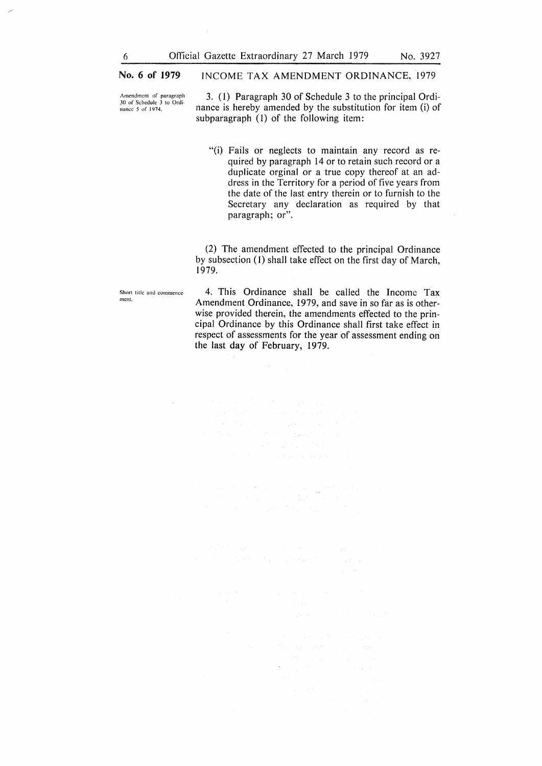**No. 6 of 1979** INCOME TAX AMENDMENT ORDINANCE, 1979

Amendment of paragraph 30 of Schedule 3 to Ordinance 5 of 1974.

3. (1) Paragraph 30 of Schedule 3 to the principal Ordinance is hereby amended by the substitution for item (i) of subparagraph (1) of the following item:

"(i) Fails or neglects to maintain any record as required by paragraph 14 or to retain such record or a duplicate orginal or a true copy thereof at an address in the Territory for a period of five years from the date of the last entry therein or to furnish to the Secretary any declaration as required by that paragraph; or".

(2) The amendment effected to the principal Ordinance by subsection (1) shall take effect on the first day of March, 1979.

Short title and commencement.

4. This Ordinance shall be called the Income Tax Amendment Ordinance, 1979, and save in so far as is otherwise provided therein, the amendments effected to the principal Ordinance by this Ordinance shall first take effect in respect of assessments for the year of assessment ending on the last day of February, 1979.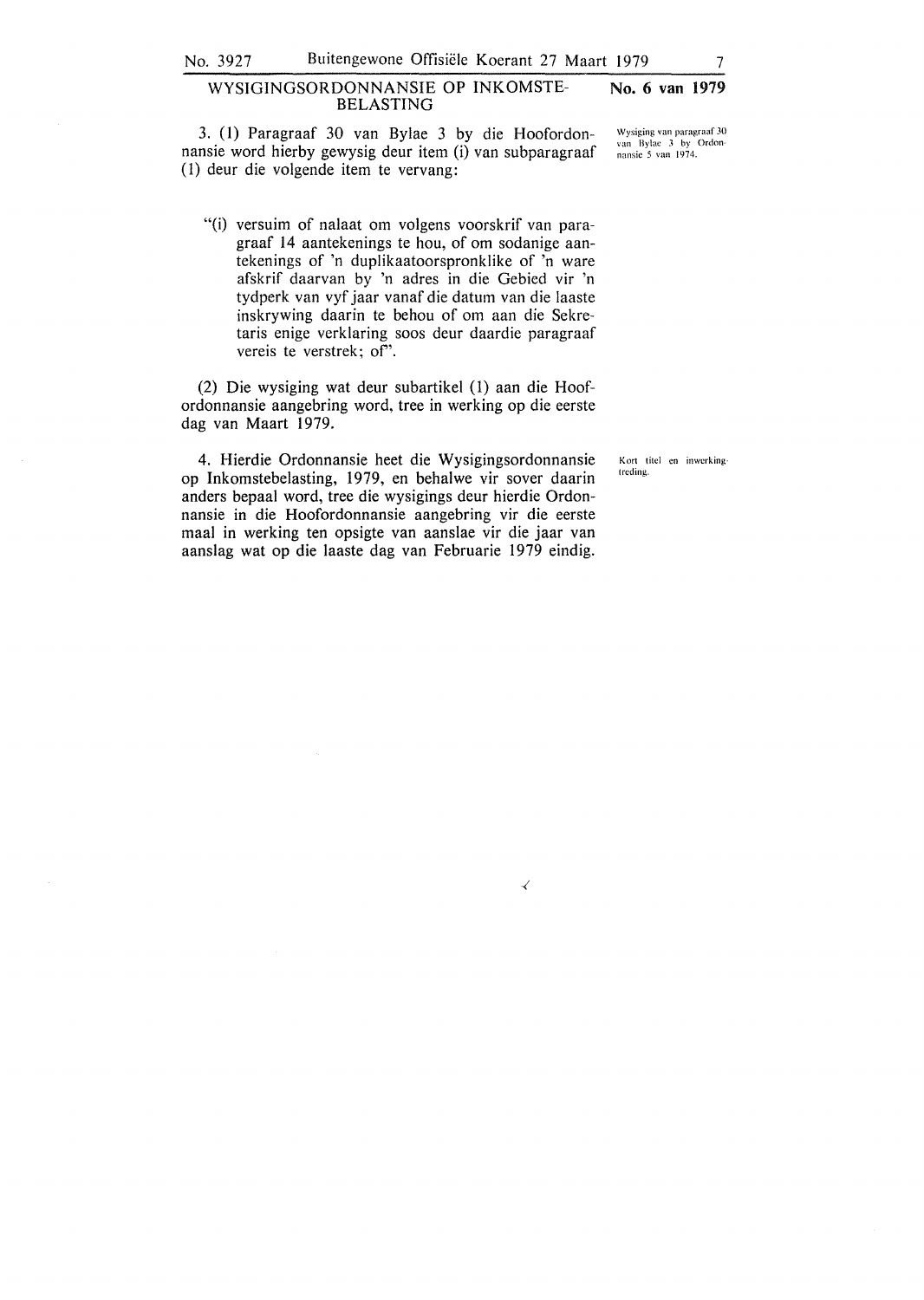## WYSIGINGSORDONNANSIE OP INKOMSTEBELASTING

**No. 6 van 1979**

*Wysiging van paragraaf 30 van Bylae 3 by Ordonnansie 5 van 1974.*

3. (1) Paragraaf 30 van Bylae 3 by die Hoofordonnansie word hierby gewysig deur item (i) van subparagraaf (1) deur die volgende item te vervang:

"(i) versuim of nalaat om volgens voorskrif van paragraaf 14 aantekenings te hou, of om sodanige aantekenings of 'n duplikaatoorspronklike of 'n ware afskrif daarvan by 'n adres in die Gebied vir 'n tydperk van vyf jaar vanaf die datum van die laaste inskrywing daarin te behou of om aan die Sekretaris enige verklaring soos deur daardie paragraaf vereis te verstrek; of".

(2) Die wysiging wat deur subartikel (1) aan die Hoofordonnansie aangebring word, tree in werking op die eerste dag van Maart 1979.

*Kort titel en inwerkingtreding.*

4. Hierdie Ordonnansie heet die Wysigingsordonnansie op Inkomstebelasting, 1979, en behalwe vir sover daarin anders bepaal word, tree die wysigings deur hierdie Ordonnansie in die Hoofordonnansie aangebring vir die eerste maal in werking ten opsigte van aanslae vir die jaar van aanslag wat op die laaste dag van Februarie 1979 eindig.